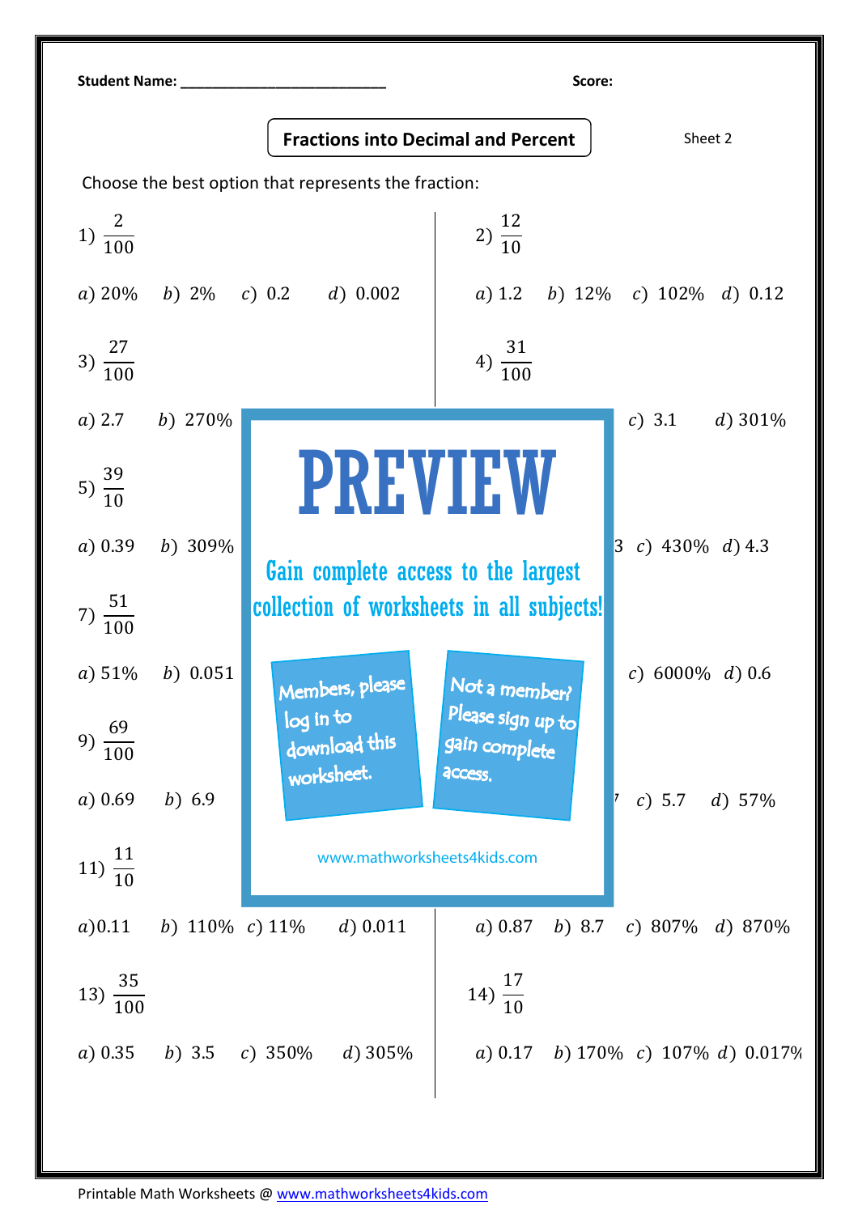Student Name: ___________________________ Score:

## Fractions into Decimal and Percent

Sheet 2

Choose the best option that represents the fraction:

1) $\frac{2}{100}$

a) 20% b) 2% c) 0.2 d) 0.002

2) $\frac{12}{10}$

a) 1.2 b) 12% c) 102% d) 0.12

3) $\frac{27}{100}$

a) 2.7 b) 270%

4) $\frac{31}{100}$

c) 3.1 d) 301%

5) $\frac{39}{10}$

a) 0.39 b) 309%

3 c) 430% d) 4.3

7) $\frac{51}{100}$

a) 51% b) 0.051

c) 6000% d) 0.6

9) $\frac{69}{100}$

a) 0.69 b) 6.9

c) 5.7 d) 57%

PREVIEW

Gain complete access to the largest collection of worksheets in all subjects!

Members, please log in to download this worksheet.

Not a member? Please sign up to gain complete access.

www.mathworksheets4kids.com

11) $\frac{11}{10}$

a) 0.11 b) 110% c) 11% d) 0.011

a) 0.87 b) 8.7 c) 807% d) 870%

13) $\frac{35}{100}$

a) 0.35 b) 3.5 c) 350% d) 305%

14) $\frac{17}{10}$

a) 0.17 b) 170% c) 107% d) 0.017%

Printable Math Worksheets @ www.mathworksheets4kids.com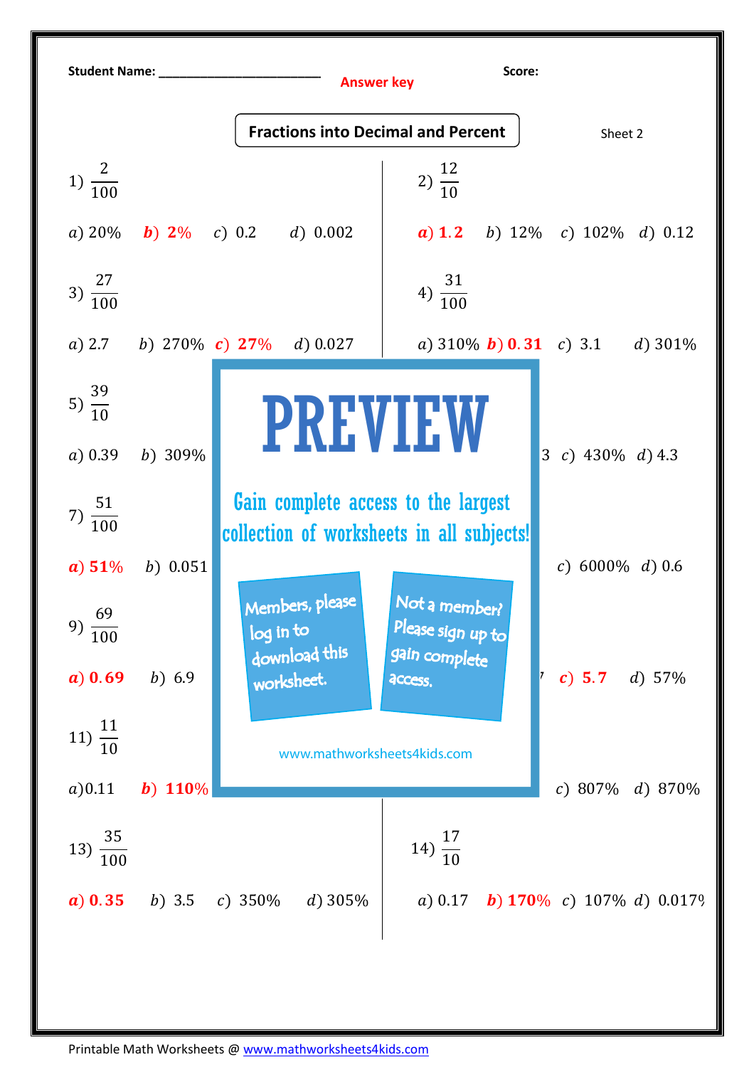Student Name: ________________________ **Answer key** Score:

## Fractions into Decimal and Percent

Sheet 2

1) $\frac{2}{100}$

a) 20% **b) 2%** c) 0.2 d) 0.002

2) $\frac{12}{10}$

**a) 1.2** b) 12% c) 102% d) 0.12

3) $\frac{27}{100}$

a) 2.7 b) 270% **c) 27%** d) 0.027

4) $\frac{31}{100}$

a) 310% **b) 0.31** c) 3.1 d) 301%

5) $\frac{39}{10}$

a) 0.39 b) 309%

3 c) 430% d) 4.3

PREVIEW

Gain complete access to the largest collection of worksheets in all subjects!

Members, please log in to download this worksheet.

Not a member? Please sign up to gain complete access.

www.mathworksheets4kids.com

7) $\frac{51}{100}$

**a) 51%** b) 0.051

c) 6000% d) 0.6

9) $\frac{69}{100}$

**a) 0.69** b) 6.9

**c) 5.7** d) 57%

11) $\frac{11}{10}$

a) 0.11 **b) 110%**

c) 807% d) 870%

13) $\frac{35}{100}$

**a) 0.35** b) 3.5 c) 350% d) 305%

14) $\frac{17}{10}$

a) 0.17 **b) 170%** c) 107% d) 0.017%